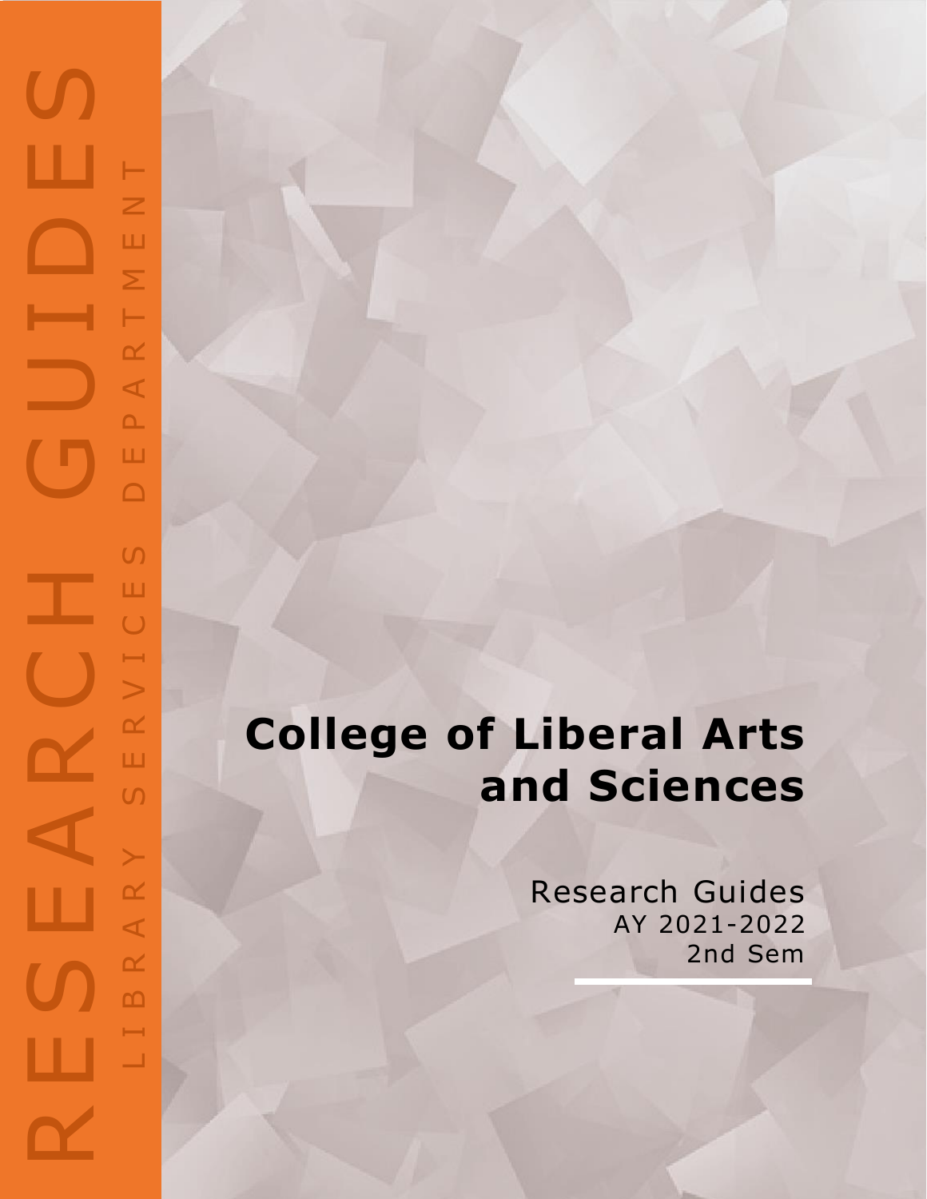RESEARCH GUIDES

LIBRARY SERVICES DEPARTMENT

# College of Liberal Arts and Sciences

Research Guides
AY 2021-2022
2nd Sem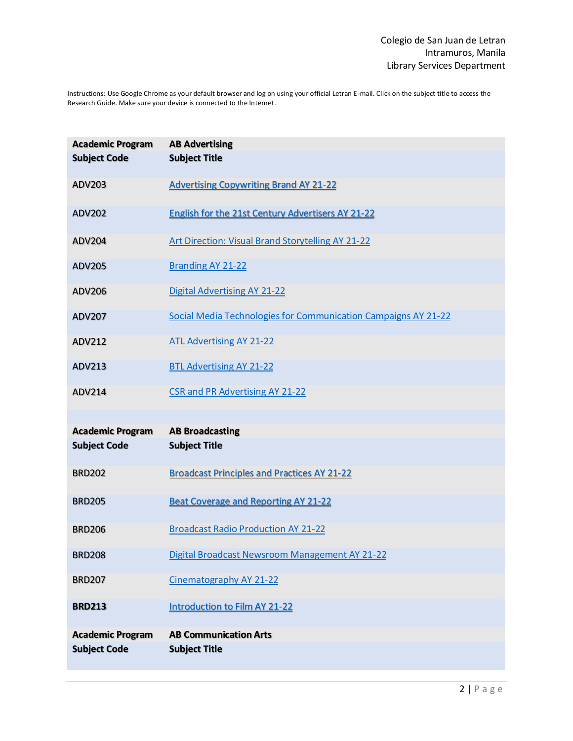Colegio de San Juan de Letran
Intramuros, Manila
Library Services Department

Instructions: Use Google Chrome as your default browser and log on using your official Letran E-mail. Click on the subject title to access the Research Guide. Make sure your device is connected to the Internet.

| Academic Program | AB Advertising |
|---|---|
| **Subject Code** | **Subject Title** |
| ADV203 | Advertising Copywriting Brand AY 21-22 |
| ADV202 | English for the 21st Century Advertisers AY 21-22 |
| ADV204 | Art Direction: Visual Brand Storytelling AY 21-22 |
| ADV205 | Branding AY 21-22 |
| ADV206 | Digital Advertising AY 21-22 |
| ADV207 | Social Media Technologies for Communication Campaigns AY 21-22 |
| ADV212 | ATL Advertising AY 21-22 |
| ADV213 | BTL Advertising AY 21-22 |
| ADV214 | CSR and PR Advertising AY 21-22 |

| Academic Program | AB Broadcasting |
|---|---|
| **Subject Code** | **Subject Title** |
| BRD202 | Broadcast Principles and Practices AY 21-22 |
| BRD205 | Beat Coverage and Reporting AY 21-22 |
| BRD206 | Broadcast Radio Production AY 21-22 |
| BRD208 | Digital Broadcast Newsroom Management AY 21-22 |
| BRD207 | Cinematography AY 21-22 |
| **BRD213** | Introduction to Film AY 21-22 |

| Academic Program | AB Communication Arts |
|---|---|
| **Subject Code** | **Subject Title** |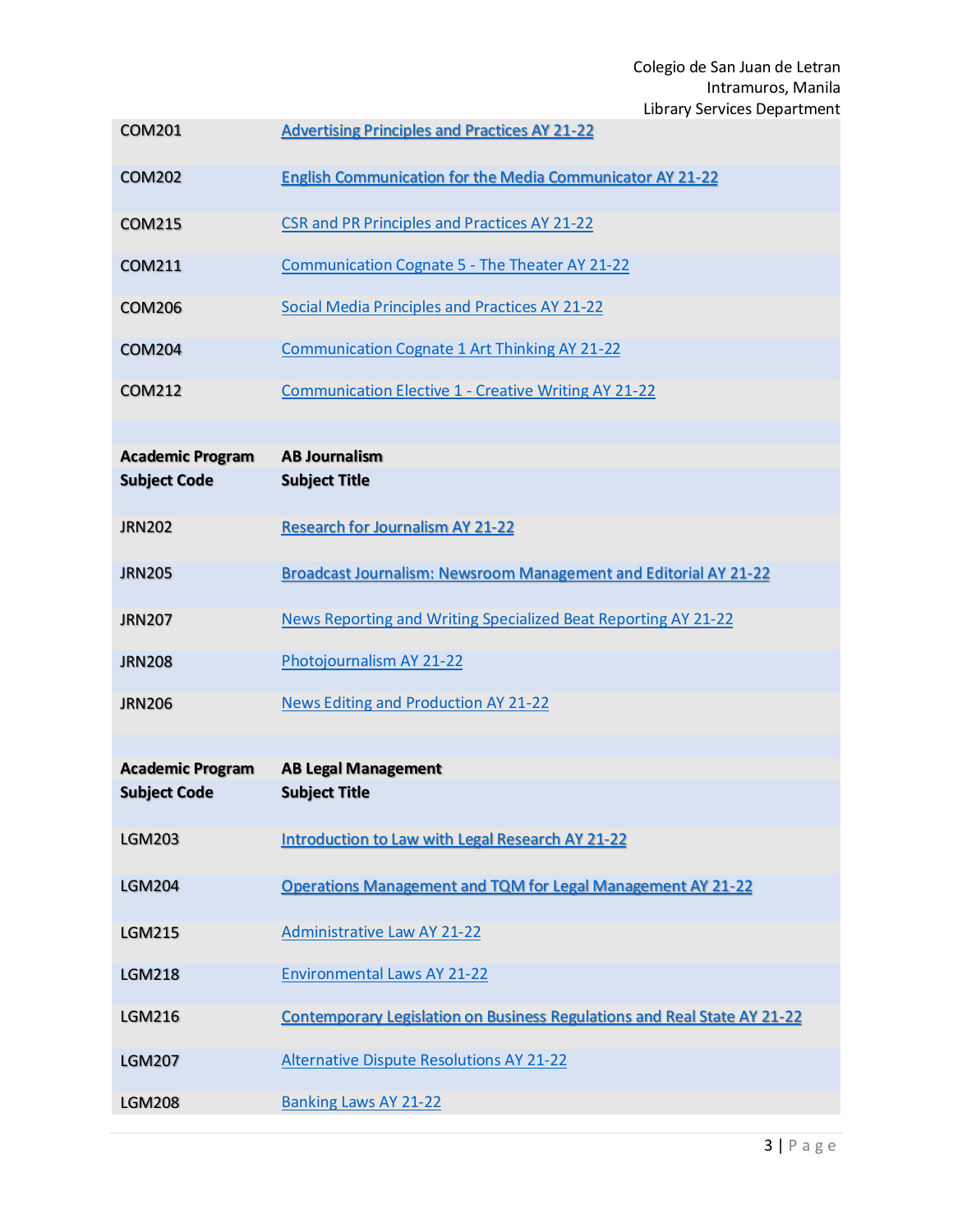| | |
|---|---|
| COM201 | Advertising Principles and Practices AY 21-22 |
| COM202 | English Communication for the Media Communicator AY 21-22 |
| COM215 | CSR and PR Principles and Practices AY 21-22 |
| COM211 | Communication Cognate 5 - The Theater AY 21-22 |
| COM206 | Social Media Principles and Practices AY 21-22 |
| COM204 | Communication Cognate 1 Art Thinking AY 21-22 |
| COM212 | Communication Elective 1 - Creative Writing AY 21-22 |

| **Academic Program** | **AB Journalism** |
|---|---|
| **Subject Code** | **Subject Title** |
| JRN202 | Research for Journalism AY 21-22 |
| JRN205 | Broadcast Journalism: Newsroom Management and Editorial AY 21-22 |
| JRN207 | News Reporting and Writing Specialized Beat Reporting AY 21-22 |
| JRN208 | Photojournalism AY 21-22 |
| JRN206 | News Editing and Production AY 21-22 |

| **Academic Program** | **AB Legal Management** |
|---|---|
| **Subject Code** | **Subject Title** |
| LGM203 | Introduction to Law with Legal Research AY 21-22 |
| LGM204 | Operations Management and TQM for Legal Management AY 21-22 |
| LGM215 | Administrative Law AY 21-22 |
| LGM218 | Environmental Laws AY 21-22 |
| LGM216 | Contemporary Legislation on Business Regulations and Real State AY 21-22 |
| LGM207 | Alternative Dispute Resolutions AY 21-22 |
| LGM208 | Banking Laws AY 21-22 |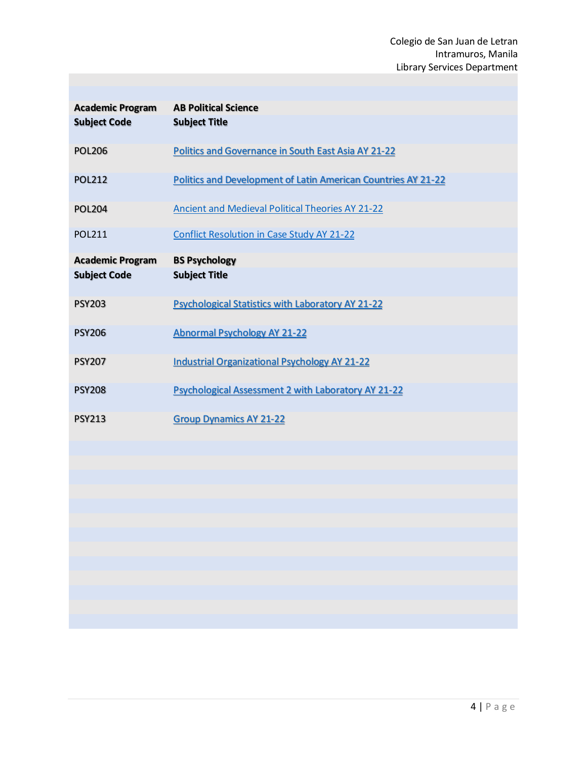| | |
|---|---|
| **Academic Program** | **AB Political Science** |
| **Subject Code** | **Subject Title** |
| POL206 | Politics and Governance in South East Asia AY 21-22 |
| POL212 | Politics and Development of Latin American Countries AY 21-22 |
| POL204 | Ancient and Medieval Political Theories AY 21-22 |
| POL211 | Conflict Resolution in Case Study AY 21-22 |
| **Academic Program** | **BS Psychology** |
| **Subject Code** | **Subject Title** |
| PSY203 | Psychological Statistics with Laboratory AY 21-22 |
| PSY206 | Abnormal Psychology AY 21-22 |
| PSY207 | Industrial Organizational Psychology AY 21-22 |
| PSY208 | Psychological Assessment 2 with Laboratory AY 21-22 |
| PSY213 | Group Dynamics AY 21-22 |